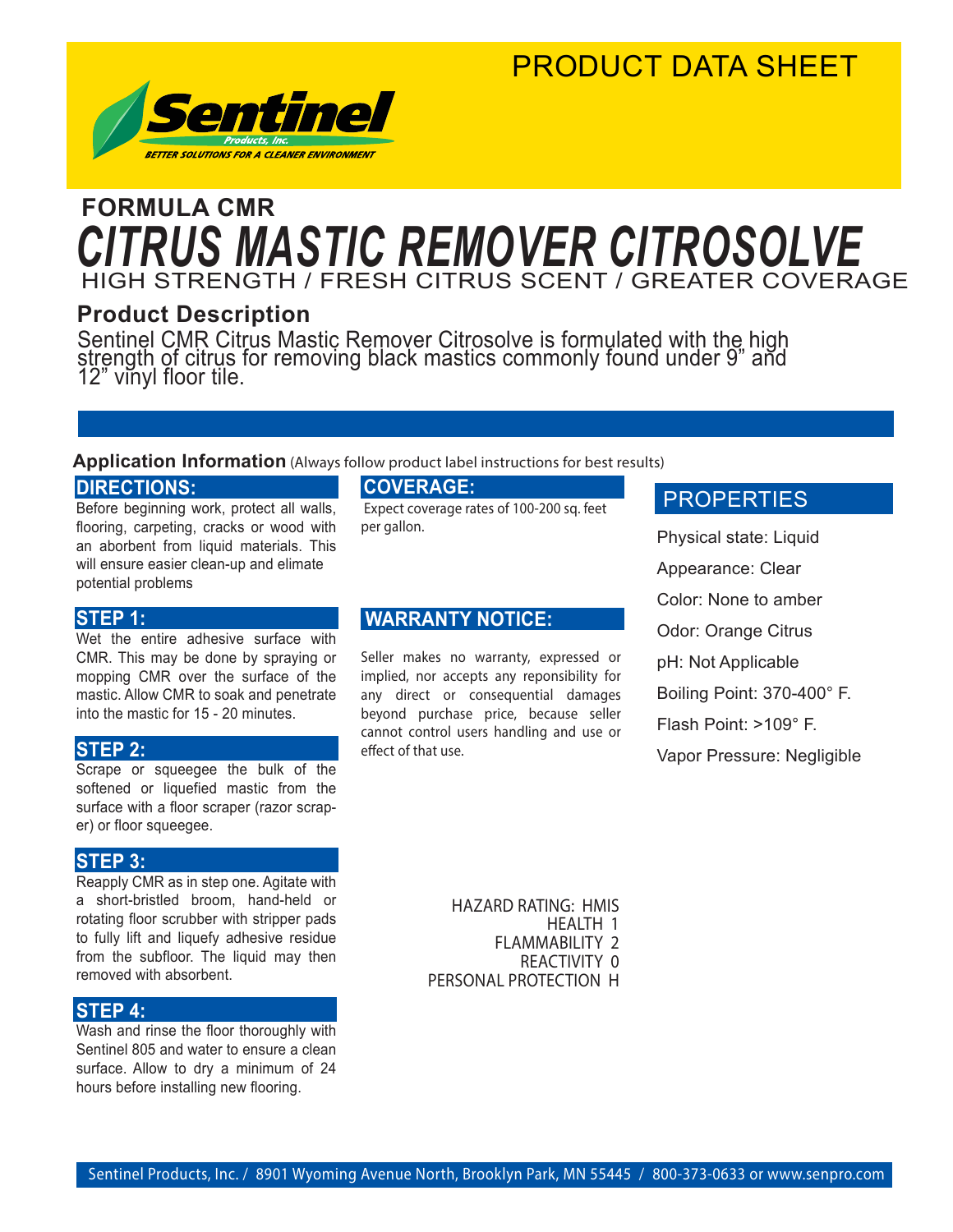# PRODUCT DATA SHEET

Sentinel Products, Inc.
BETTER SOLUTIONS FOR A CLEANER ENVIRONMENT

## FORMULA CMR

# *CITRUS MASTIC REMOVER CITROSOLVE*

HIGH STRENGTH / FRESH CITRUS SCENT / GREATER COVERAGE

## Product Description

Sentinel CMR Citrus Mastic Remover Citrosolve is formulated with the high strength of citrus for removing black mastics commonly found under 9" and 12" vinyl floor tile.

## Application Information (Always follow product label instructions for best results)

### DIRECTIONS:

Before beginning work, protect all walls, flooring, carpeting, cracks or wood with an aborbent from liquid materials. This will ensure easier clean-up and elimate potential problems

### STEP 1:

Wet the entire adhesive surface with CMR. This may be done by spraying or mopping CMR over the surface of the mastic. Allow CMR to soak and penetrate into the mastic for 15 - 20 minutes.

### STEP 2:

Scrape or squeegee the bulk of the softened or liquefied mastic from the surface with a floor scraper (razor scraper) or floor squeegee.

### STEP 3:

Reapply CMR as in step one. Agitate with a short-bristled broom, hand-held or rotating floor scrubber with stripper pads to fully lift and liquefy adhesive residue from the subfloor. The liquid may then removed with absorbent.

### STEP 4:

Wash and rinse the floor thoroughly with Sentinel 805 and water to ensure a clean surface. Allow to dry a minimum of 24 hours before installing new flooring.

### COVERAGE:

Expect coverage rates of 100-200 sq. feet per gallon.

### WARRANTY NOTICE:

Seller makes no warranty, expressed or implied, nor accepts any reponsibility for any direct or consequential damages beyond purchase price, because seller cannot control users handling and use or effect of that use.

HAZARD RATING: HMIS
HEALTH 1
FLAMMABILITY 2
REACTIVITY 0
PERSONAL PROTECTION H

### PROPERTIES

Physical state: Liquid

Appearance: Clear

Color: None to amber

Odor: Orange Citrus

pH: Not Applicable

Boiling Point: 370-400° F.

Flash Point: >109° F.

Vapor Pressure: Negligible

Sentinel Products, Inc. / 8901 Wyoming Avenue North, Brooklyn Park, MN 55445 / 800-373-0633 or www.senpro.com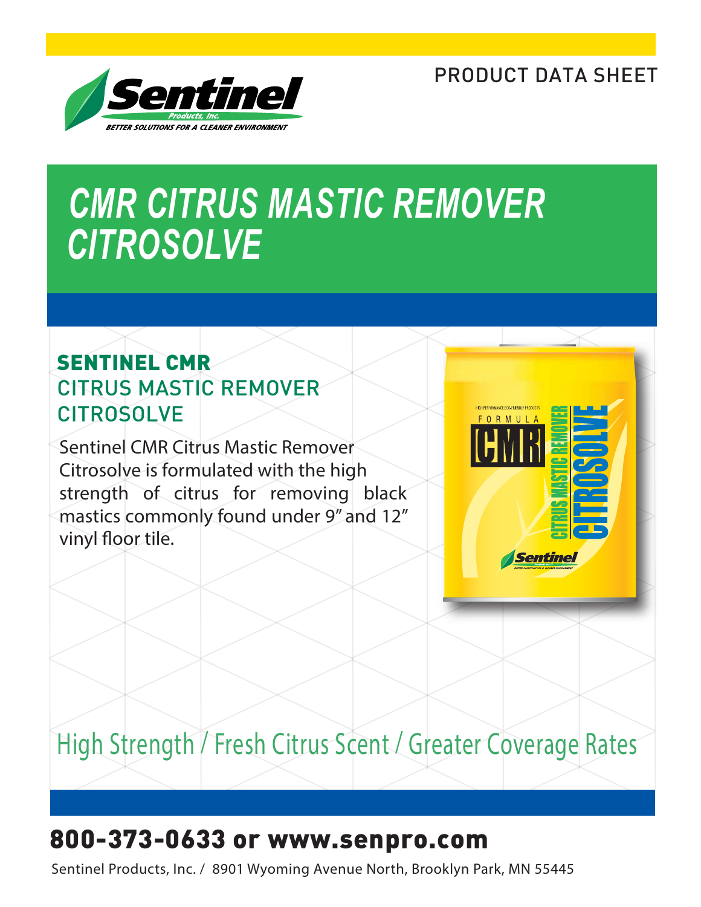PRODUCT DATA SHEET

# CMR CITRUS MASTIC REMOVER CITROSOLVE

## SENTINEL CMR

### CITRUS MASTIC REMOVER CITROSOLVE

Sentinel CMR Citrus Mastic Remover Citrosolve is formulated with the high strength of citrus for removing black mastics commonly found under 9" and 12" vinyl floor tile.

High Strength / Fresh Citrus Scent / Greater Coverage Rates

**800-373-0633 or www.senpro.com**

Sentinel Products, Inc. / 8901 Wyoming Avenue North, Brooklyn Park, MN 55445